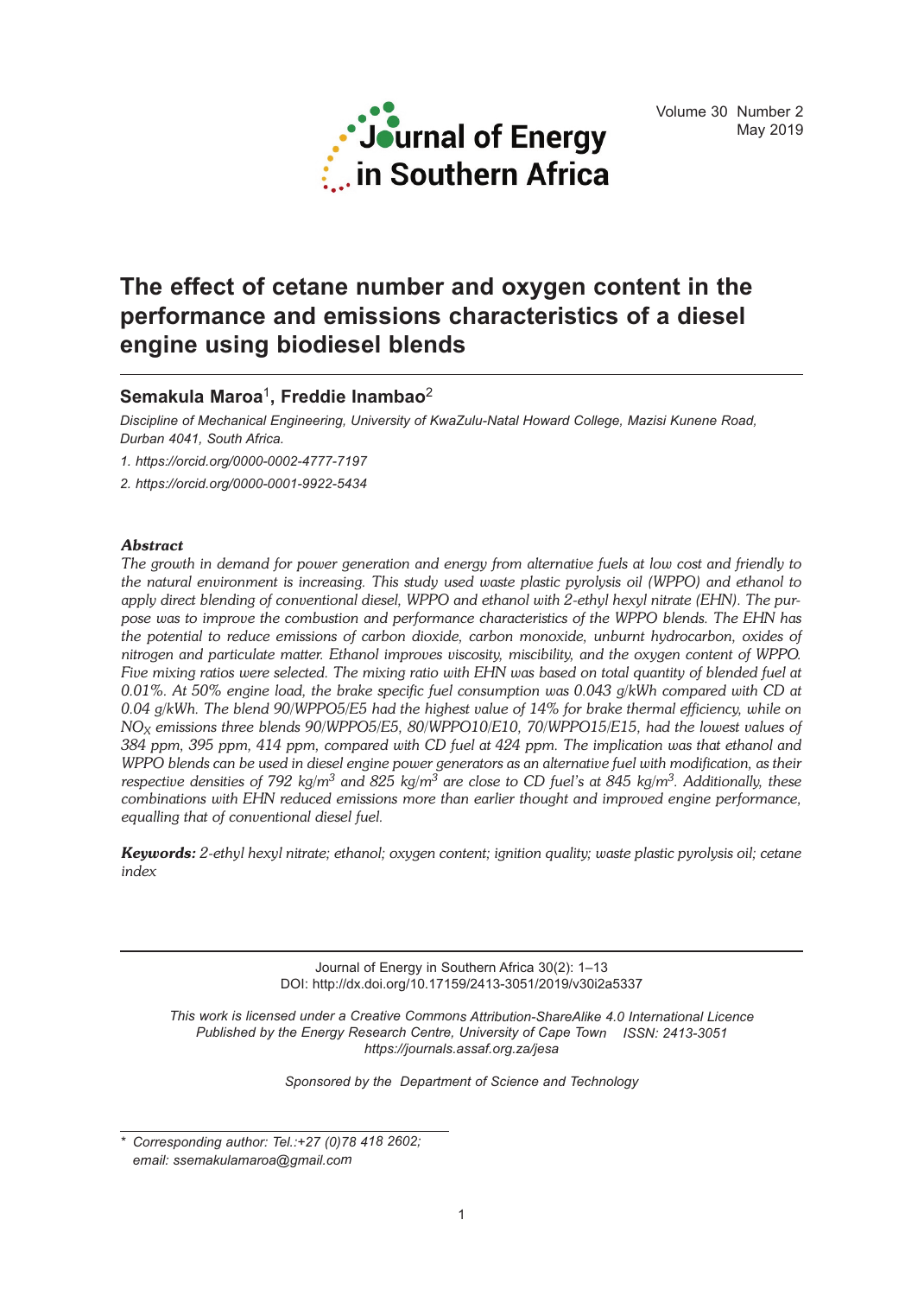# The effect of cetane number and oxygen content in the performance and emissions characteristics of a diesel engine using biodiesel blends

**Semakula Maroa[1], Freddie Inambao[2]**

*Discipline of Mechanical Engineering, University of KwaZulu-Natal Howard College, Mazisi Kunene Road, Durban 4041, South Africa.*

*1. https://orcid.org/0000-0002-4777-7197*

*2. https://orcid.org/0000-0001-9922-5434*

### *Abstract*

*The growth in demand for power generation and energy from alternative fuels at low cost and friendly to the natural environment is increasing. This study used waste plastic pyrolysis oil (WPPO) and ethanol to apply direct blending of conventional diesel, WPPO and ethanol with 2-ethyl hexyl nitrate (EHN). The purpose was to improve the combustion and performance characteristics of the WPPO blends. The EHN has the potential to reduce emissions of carbon dioxide, carbon monoxide, unburnt hydrocarbon, oxides of nitrogen and particulate matter. Ethanol improves viscosity, miscibility, and the oxygen content of WPPO. Five mixing ratios were selected. The mixing ratio with EHN was based on total quantity of blended fuel at 0.01%. At 50% engine load, the brake specific fuel consumption was 0.043 g/kWh compared with CD at 0.04 g/kWh. The blend 90/WPPO5/E5 had the highest value of 14% for brake thermal efficiency, while on $NO_X$ emissions three blends 90/WPPO5/E5, 80/WPPO10/E10, 70/WPPO15/E15, had the lowest values of 384 ppm, 395 ppm, 414 ppm, compared with CD fuel at 424 ppm. The implication was that ethanol and WPPO blends can be used in diesel engine power generators as an alternative fuel with modification, as their respective densities of 792 kg/m$^3$ and 825 kg/m$^3$ are close to CD fuel's at 845 kg/m$^3$. Additionally, these combinations with EHN reduced emissions more than earlier thought and improved engine performance, equalling that of conventional diesel fuel.*

***Keywords:*** *2-ethyl hexyl nitrate; ethanol; oxygen content; ignition quality; waste plastic pyrolysis oil; cetane index*

---

Journal of Energy in Southern Africa 30(2): 1–13
DOI: http://dx.doi.org/10.17159/2413-3051/2019/v30i2a5337

*This work is licensed under a Creative Commons Attribution-ShareAlike 4.0 International Licence*
*Published by the Energy Research Centre, University of Cape Town ISSN: 2413-3051*
*https://journals.assaf.org.za/jesa*

*Sponsored by the Department of Science and Technology*

\* *Corresponding author: Tel.:+27 (0)78 418 2602; email: ssemakulamaroa@gmail.com*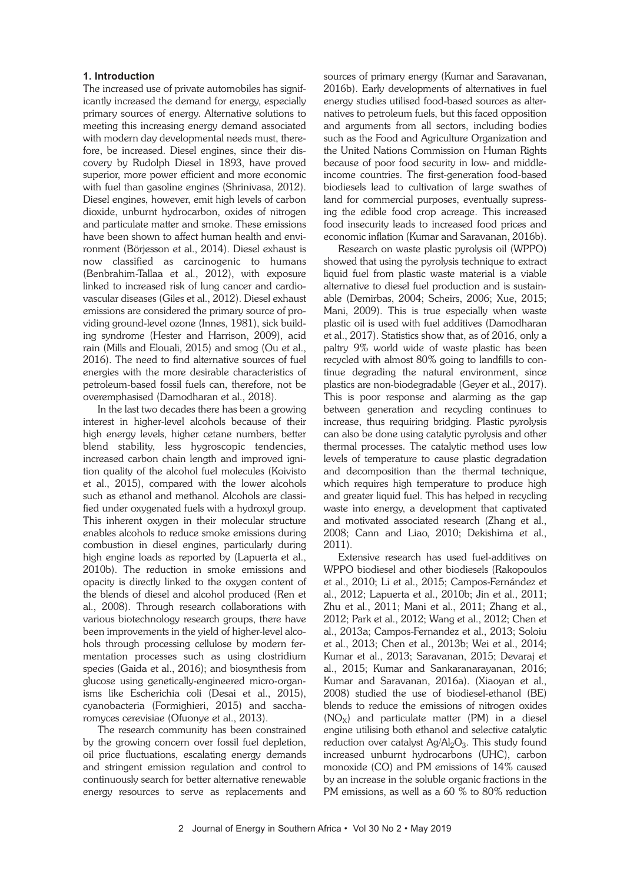## 1. Introduction

The increased use of private automobiles has significantly increased the demand for energy, especially primary sources of energy. Alternative solutions to meeting this increasing energy demand associated with modern day developmental needs must, therefore, be increased. Diesel engines, since their discovery by Rudolph Diesel in 1893, have proved superior, more power efficient and more economic with fuel than gasoline engines (Shrinivasa, 2012). Diesel engines, however, emit high levels of carbon dioxide, unburnt hydrocarbon, oxides of nitrogen and particulate matter and smoke. These emissions have been shown to affect human health and environment (Börjesson et al., 2014). Diesel exhaust is now classified as carcinogenic to humans (Benbrahim-Tallaa et al., 2012), with exposure linked to increased risk of lung cancer and cardiovascular diseases (Giles et al., 2012). Diesel exhaust emissions are considered the primary source of providing ground-level ozone (Innes, 1981), sick building syndrome (Hester and Harrison, 2009), acid rain (Mills and Elouali, 2015) and smog (Ou et al., 2016). The need to find alternative sources of fuel energies with the more desirable characteristics of petroleum-based fossil fuels can, therefore, not be overemphasised (Damodharan et al., 2018).

In the last two decades there has been a growing interest in higher-level alcohols because of their high energy levels, higher cetane numbers, better blend stability, less hygroscopic tendencies, increased carbon chain length and improved ignition quality of the alcohol fuel molecules (Koivisto et al., 2015), compared with the lower alcohols such as ethanol and methanol. Alcohols are classified under oxygenated fuels with a hydroxyl group. This inherent oxygen in their molecular structure enables alcohols to reduce smoke emissions during combustion in diesel engines, particularly during high engine loads as reported by (Lapuerta et al., 2010b). The reduction in smoke emissions and opacity is directly linked to the oxygen content of the blends of diesel and alcohol produced (Ren et al., 2008). Through research collaborations with various biotechnology research groups, there have been improvements in the yield of higher-level alcohols through processing cellulose by modern fermentation processes such as using clostridium species (Gaida et al., 2016); and biosynthesis from glucose using genetically-engineered micro-organisms like Escherichia coli (Desai et al., 2015), cyanobacteria (Formighieri, 2015) and saccharomyces cerevisiae (Ofuonye et al., 2013).

The research community has been constrained by the growing concern over fossil fuel depletion, oil price fluctuations, escalating energy demands and stringent emission regulation and control to continuously search for better alternative renewable energy resources to serve as replacements and sources of primary energy (Kumar and Saravanan, 2016b). Early developments of alternatives in fuel energy studies utilised food-based sources as alternatives to petroleum fuels, but this faced opposition and arguments from all sectors, including bodies such as the Food and Agriculture Organization and the United Nations Commission on Human Rights because of poor food security in low- and middle-income countries. The first-generation food-based biodiesels lead to cultivation of large swathes of land for commercial purposes, eventually supressing the edible food crop acreage. This increased food insecurity leads to increased food prices and economic inflation (Kumar and Saravanan, 2016b).

Research on waste plastic pyrolysis oil (WPPO) showed that using the pyrolysis technique to extract liquid fuel from plastic waste material is a viable alternative to diesel fuel production and is sustainable (Demirbas, 2004; Scheirs, 2006; Xue, 2015; Mani, 2009). This is true especially when waste plastic oil is used with fuel additives (Damodharan et al., 2017). Statistics show that, as of 2016, only a paltry 9% world wide of waste plastic has been recycled with almost 80% going to landfills to continue degrading the natural environment, since plastics are non-biodegradable (Geyer et al., 2017). This is poor response and alarming as the gap between generation and recycling continues to increase, thus requiring bridging. Plastic pyrolysis can also be done using catalytic pyrolysis and other thermal processes. The catalytic method uses low levels of temperature to cause plastic degradation and decomposition than the thermal technique, which requires high temperature to produce high and greater liquid fuel. This has helped in recycling waste into energy, a development that captivated and motivated associated research (Zhang et al., 2008; Cann and Liao, 2010; Dekishima et al., 2011).

Extensive research has used fuel-additives on WPPO biodiesel and other biodiesels (Rakopoulos et al., 2010; Li et al., 2015; Campos-Fernández et al., 2012; Lapuerta et al., 2010b; Jin et al., 2011; Zhu et al., 2011; Mani et al., 2011; Zhang et al., 2012; Park et al., 2012; Wang et al., 2012; Chen et al., 2013a; Campos-Fernandez et al., 2013; Soloiu et al., 2013; Chen et al., 2013b; Wei et al., 2014; Kumar et al., 2013; Saravanan, 2015; Devaraj et al., 2015; Kumar and Sankaranarayanan, 2016; Kumar and Saravanan, 2016a). (Xiaoyan et al., 2008) studied the use of biodiesel-ethanol (BE) blends to reduce the emissions of nitrogen oxides ($NO_X$) and particulate matter (PM) in a diesel engine utilising both ethanol and selective catalytic reduction over catalyst $Ag/Al_2O_3$. This study found increased unburnt hydrocarbons (UHC), carbon monoxide (CO) and PM emissions of 14% caused by an increase in the soluble organic fractions in the PM emissions, as well as a 60 % to 80% reduction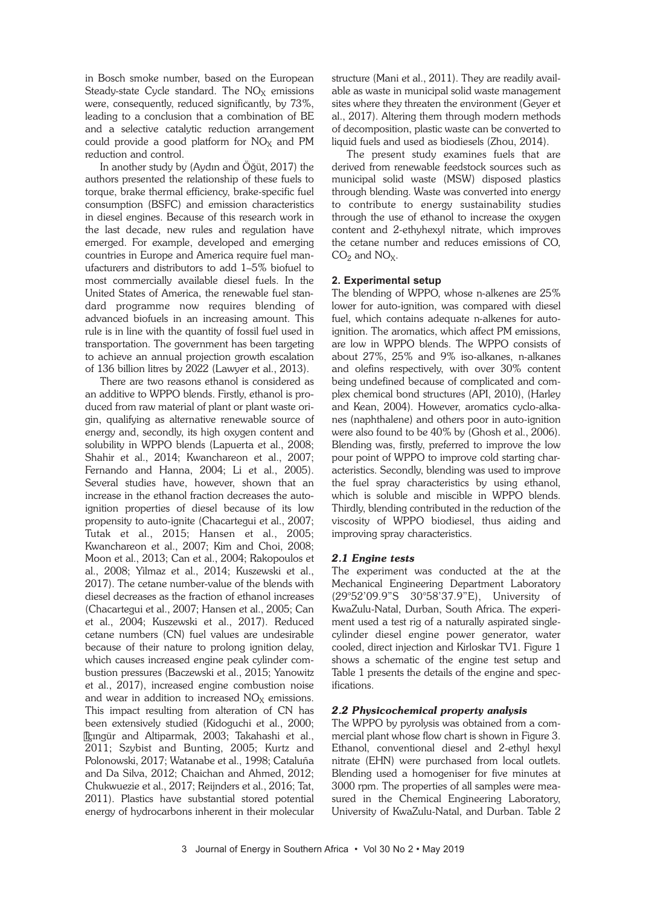in Bosch smoke number, based on the European Steady-state Cycle standard. The $NO_X$ emissions were, consequently, reduced significantly, by 73%, leading to a conclusion that a combination of BE and a selective catalytic reduction arrangement could provide a good platform for $NO_X$ and PM reduction and control.

In another study by (Aydın and Öğüt, 2017) the authors presented the relationship of these fuels to torque, brake thermal efficiency, brake-specific fuel consumption (BSFC) and emission characteristics in diesel engines. Because of this research work in the last decade, new rules and regulation have emerged. For example, developed and emerging countries in Europe and America require fuel manufacturers and distributors to add 1–5% biofuel to most commercially available diesel fuels. In the United States of America, the renewable fuel standard programme now requires blending of advanced biofuels in an increasing amount. This rule is in line with the quantity of fossil fuel used in transportation. The government has been targeting to achieve an annual projection growth escalation of 136 billion litres by 2022 (Lawyer et al., 2013).

There are two reasons ethanol is considered as an additive to WPPO blends. Firstly, ethanol is produced from raw material of plant or plant waste origin, qualifying as alternative renewable source of energy and, secondly, its high oxygen content and solubility in WPPO blends (Lapuerta et al., 2008; Shahir et al., 2014; Kwanchareon et al., 2007; Fernando and Hanna, 2004; Li et al., 2005). Several studies have, however, shown that an increase in the ethanol fraction decreases the auto-ignition properties of diesel because of its low propensity to auto-ignite (Chacartegui et al., 2007; Tutak et al., 2015; Hansen et al., 2005; Kwanchareon et al., 2007; Kim and Choi, 2008; Moon et al., 2013; Can et al., 2004; Rakopoulos et al., 2008; Yilmaz et al., 2014; Kuszewski et al., 2017). The cetane number-value of the blends with diesel decreases as the fraction of ethanol increases (Chacartegui et al., 2007; Hansen et al., 2005; Can et al., 2004; Kuszewski et al., 2017). Reduced cetane numbers (CN) fuel values are undesirable because of their nature to prolong ignition delay, which causes increased engine peak cylinder combustion pressures (Baczewski et al., 2015; Yanowitz et al., 2017), increased engine combustion noise and wear in addition to increased $NO_X$ emissions. This impact resulting from alteration of CN has been extensively studied (Kidoguchi et al., 2000; İçıngür and Altiparmak, 2003; Takahashi et al., 2011; Szybist and Bunting, 2005; Kurtz and Polonowski, 2017; Watanabe et al., 1998; Cataluña and Da Silva, 2012; Chaichan and Ahmed, 2012; Chukwuezie et al., 2017; Reijnders et al., 2016; Tat, 2011). Plastics have substantial stored potential energy of hydrocarbons inherent in their molecular structure (Mani et al., 2011). They are readily available as waste in municipal solid waste management sites where they threaten the environment (Geyer et al., 2017). Altering them through modern methods of decomposition, plastic waste can be converted to liquid fuels and used as biodiesels (Zhou, 2014).

The present study examines fuels that are derived from renewable feedstock sources such as municipal solid waste (MSW) disposed plastics through blending. Waste was converted into energy to contribute to energy sustainability studies through the use of ethanol to increase the oxygen content and 2-ethyhexyl nitrate, which improves the cetane number and reduces emissions of CO, $CO_2$ and $NO_X$.

## 2. Experimental setup

The blending of WPPO, whose n-alkenes are 25% lower for auto-ignition, was compared with diesel fuel, which contains adequate n-alkenes for auto-ignition. The aromatics, which affect PM emissions, are low in WPPO blends. The WPPO consists of about 27%, 25% and 9% iso-alkanes, n-alkanes and olefins respectively, with over 30% content being undefined because of complicated and complex chemical bond structures (API, 2010), (Harley and Kean, 2004). However, aromatics cyclo-alkanes (naphthalene) and others poor in auto-ignition were also found to be 40% by (Ghosh et al., 2006). Blending was, firstly, preferred to improve the low pour point of WPPO to improve cold starting characteristics. Secondly, blending was used to improve the fuel spray characteristics by using ethanol, which is soluble and miscible in WPPO blends. Thirdly, blending contributed in the reduction of the viscosity of WPPO biodiesel, thus aiding and improving spray characteristics.

### *2.1 Engine tests*

The experiment was conducted at the at the Mechanical Engineering Department Laboratory (29°52'09.9"S 30°58'37.9"E), University of KwaZulu-Natal, Durban, South Africa. The experiment used a test rig of a naturally aspirated single-cylinder diesel engine power generator, water cooled, direct injection and Kirloskar TV1. Figure 1 shows a schematic of the engine test setup and Table 1 presents the details of the engine and specifications.

### *2.2 Physicochemical property analysis*

The WPPO by pyrolysis was obtained from a commercial plant whose flow chart is shown in Figure 3. Ethanol, conventional diesel and 2-ethyl hexyl nitrate (EHN) were purchased from local outlets. Blending used a homogeniser for five minutes at 3000 rpm. The properties of all samples were measured in the Chemical Engineering Laboratory, University of KwaZulu-Natal, and Durban. Table 2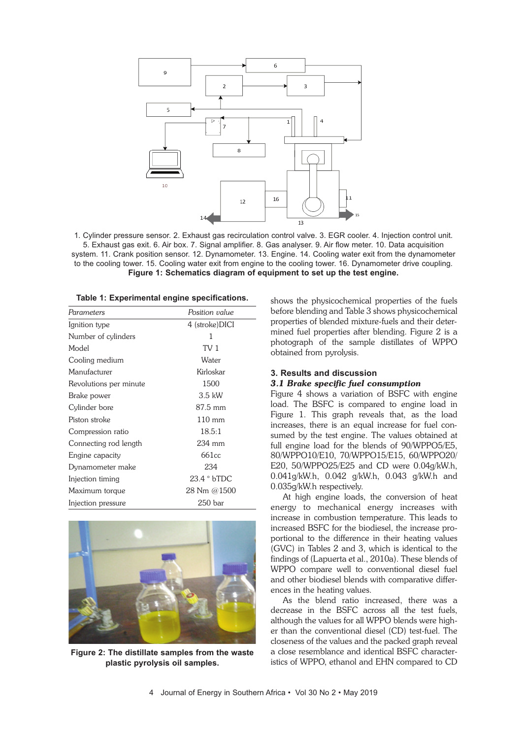1. Cylinder pressure sensor. 2. Exhaust gas recirculation control valve. 3. EGR cooler. 4. Injection control unit. 5. Exhaust gas exit. 6. Air box. 7. Signal amplifier. 8. Gas analyser. 9. Air flow meter. 10. Data acquisition system. 11. Crank position sensor. 12. Dynamometer. 13. Engine. 14. Cooling water exit from the dynamometer to the cooling tower. 15. Cooling water exit from engine to the cooling tower. 16. Dynamometer drive coupling.

**Figure 1: Schematics diagram of equipment to set up the test engine.**

**Table 1: Experimental engine specifications.**

| *Parameters* | *Position value* |
|---|---|
| Ignition type | 4 (stroke)DICI |
| Number of cylinders | 1 |
| Model | TV 1 |
| Cooling medium | Water |
| Manufacturer | Kirloskar |
| Revolutions per minute | 1500 |
| Brake power | 3.5 kW |
| Cylinder bore | 87.5 mm |
| Piston stroke | 110 mm |
| Compression ratio | 18.5:1 |
| Connecting rod length | 234 mm |
| Engine capacity | 661cc |
| Dynamometer make | 234 |
| Injection timing | 23.4 ° bTDC |
| Maximum torque | 28 Nm @1500 |
| Injection pressure | 250 bar |

**Figure 2: The distillate samples from the waste plastic pyrolysis oil samples.**

shows the physicochemical properties of the fuels before blending and Table 3 shows physicochemical properties of blended mixture-fuels and their determined fuel properties after blending. Figure 2 is a photograph of the sample distillates of WPPO obtained from pyrolysis.

## 3. Results and discussion

### *3.1 Brake specific fuel consumption*

Figure 4 shows a variation of BSFC with engine load. The BSFC is compared to engine load in Figure 1. This graph reveals that, as the load increases, there is an equal increase for fuel consumed by the test engine. The values obtained at full engine load for the blends of 90/WPPO5/E5, 80/WPPO10/E10, 70/WPPO15/E15, 60/WPPO20/E20, 50/WPPO25/E25 and CD were 0.04g/kW.h, 0.041g/kW.h, 0.042 g/kW.h, 0.043 g/kW.h and 0.035g/kW.h respectively.

At high engine loads, the conversion of heat energy to mechanical energy increases with increase in combustion temperature. This leads to increased BSFC for the biodiesel, the increase proportional to the difference in their heating values (GVC) in Tables 2 and 3, which is identical to the findings of (Lapuerta et al., 2010a). These blends of WPPO compare well to conventional diesel fuel and other biodiesel blends with comparative differences in the heating values.

As the blend ratio increased, there was a decrease in the BSFC across all the test fuels, although the values for all WPPO blends were higher than the conventional diesel (CD) test-fuel. The closeness of the values and the packed graph reveal a close resemblance and identical BSFC characteristics of WPPO, ethanol and EHN compared to CD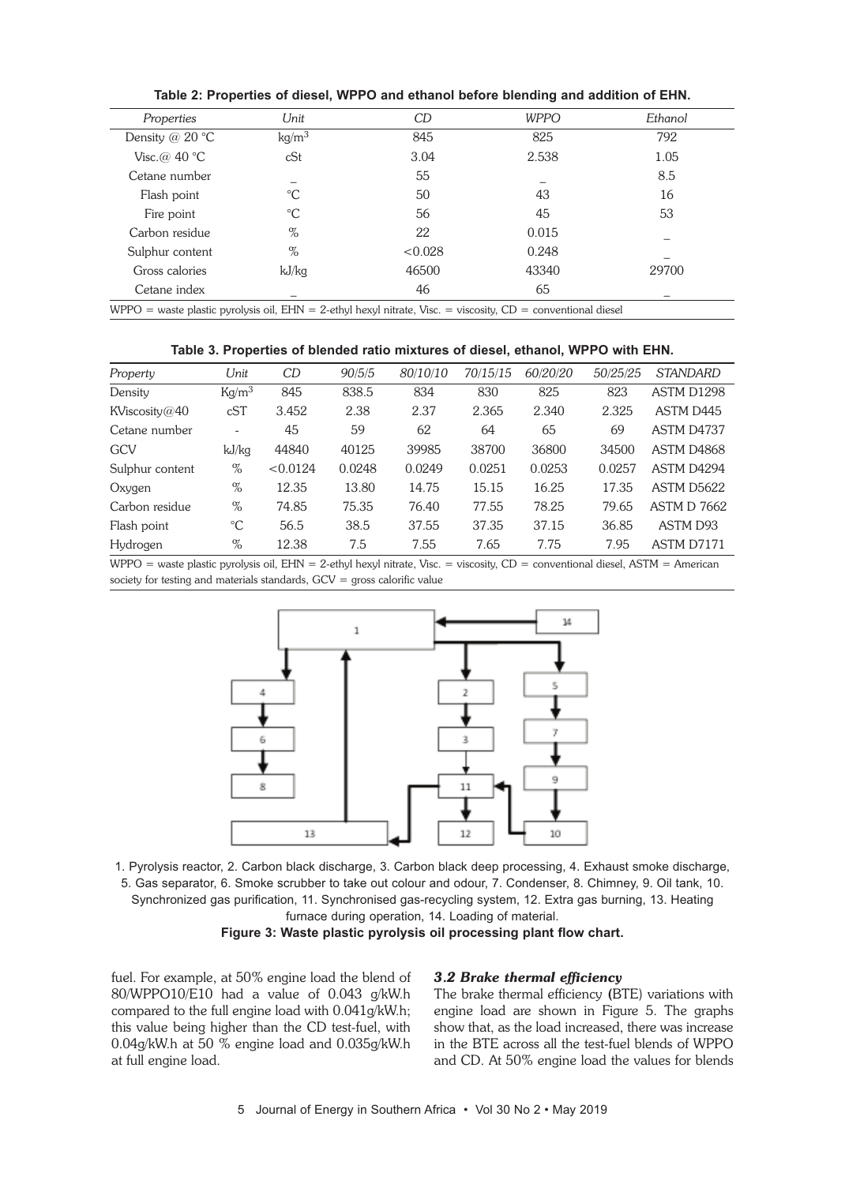**Table 2: Properties of diesel, WPPO and ethanol before blending and addition of EHN.**

| Properties | Unit | CD | WPPO | Ethanol |
|---|---|---|---|---|
| Density @ 20 °C | kg/m$^3$ | 845 | 825 | 792 |
| Visc.@ 40 °C | cSt | 3.04 | 2.538 | 1.05 |
| Cetane number | _ | 55 | _ | 8.5 |
| Flash point | °C | 50 | 43 | 16 |
| Fire point | °C | 56 | 45 | 53 |
| Carbon residue | % | 22 | 0.015 | _ |
| Sulphur content | % | <0.028 | 0.248 | _ |
| Gross calories | kJ/kg | 46500 | 43340 | 29700 |
| Cetane index | _ | 46 | 65 | _ |

WPPO = waste plastic pyrolysis oil, EHN = 2-ethyl hexyl nitrate, Visc. = viscosity, CD = conventional diesel

**Table 3. Properties of blended ratio mixtures of diesel, ethanol, WPPO with EHN.**

| Property | Unit | CD | 90/5/5 | 80/10/10 | 70/15/15 | 60/20/20 | 50/25/25 | STANDARD |
|---|---|---|---|---|---|---|---|---|
| Density | Kg/m$^3$ | 845 | 838.5 | 834 | 830 | 825 | 823 | ASTM D1298 |
| KViscosity@40 | cST | 3.452 | 2.38 | 2.37 | 2.365 | 2.340 | 2.325 | ASTM D445 |
| Cetane number | - | 45 | 59 | 62 | 64 | 65 | 69 | ASTM D4737 |
| GCV | kJ/kg | 44840 | 40125 | 39985 | 38700 | 36800 | 34500 | ASTM D4868 |
| Sulphur content | % | <0.0124 | 0.0248 | 0.0249 | 0.0251 | 0.0253 | 0.0257 | ASTM D4294 |
| Oxygen | % | 12.35 | 13.80 | 14.75 | 15.15 | 16.25 | 17.35 | ASTM D5622 |
| Carbon residue | % | 74.85 | 75.35 | 76.40 | 77.55 | 78.25 | 79.65 | ASTM D 7662 |
| Flash point | °C | 56.5 | 38.5 | 37.55 | 37.35 | 37.15 | 36.85 | ASTM D93 |
| Hydrogen | % | 12.38 | 7.5 | 7.55 | 7.65 | 7.75 | 7.95 | ASTM D7171 |

WPPO = waste plastic pyrolysis oil, EHN = 2-ethyl hexyl nitrate, Visc. = viscosity, CD = conventional diesel, ASTM = American society for testing and materials standards, GCV = gross calorific value

1. Pyrolysis reactor, 2. Carbon black discharge, 3. Carbon black deep processing, 4. Exhaust smoke discharge, 5. Gas separator, 6. Smoke scrubber to take out colour and odour, 7. Condenser, 8. Chimney, 9. Oil tank, 10. Synchronized gas purification, 11. Synchronised gas-recycling system, 12. Extra gas burning, 13. Heating furnace during operation, 14. Loading of material.

**Figure 3: Waste plastic pyrolysis oil processing plant flow chart.**

fuel. For example, at 50% engine load the blend of 80/WPPO10/E10 had a value of 0.043 g/kW.h compared to the full engine load with 0.041g/kW.h; this value being higher than the CD test-fuel, with 0.04g/kW.h at 50 % engine load and 0.035g/kW.h at full engine load.

### *3.2 Brake thermal efficiency*

The brake thermal efficiency (BTE) variations with engine load are shown in Figure 5. The graphs show that, as the load increased, there was increase in the BTE across all the test-fuel blends of WPPO and CD. At 50% engine load the values for blends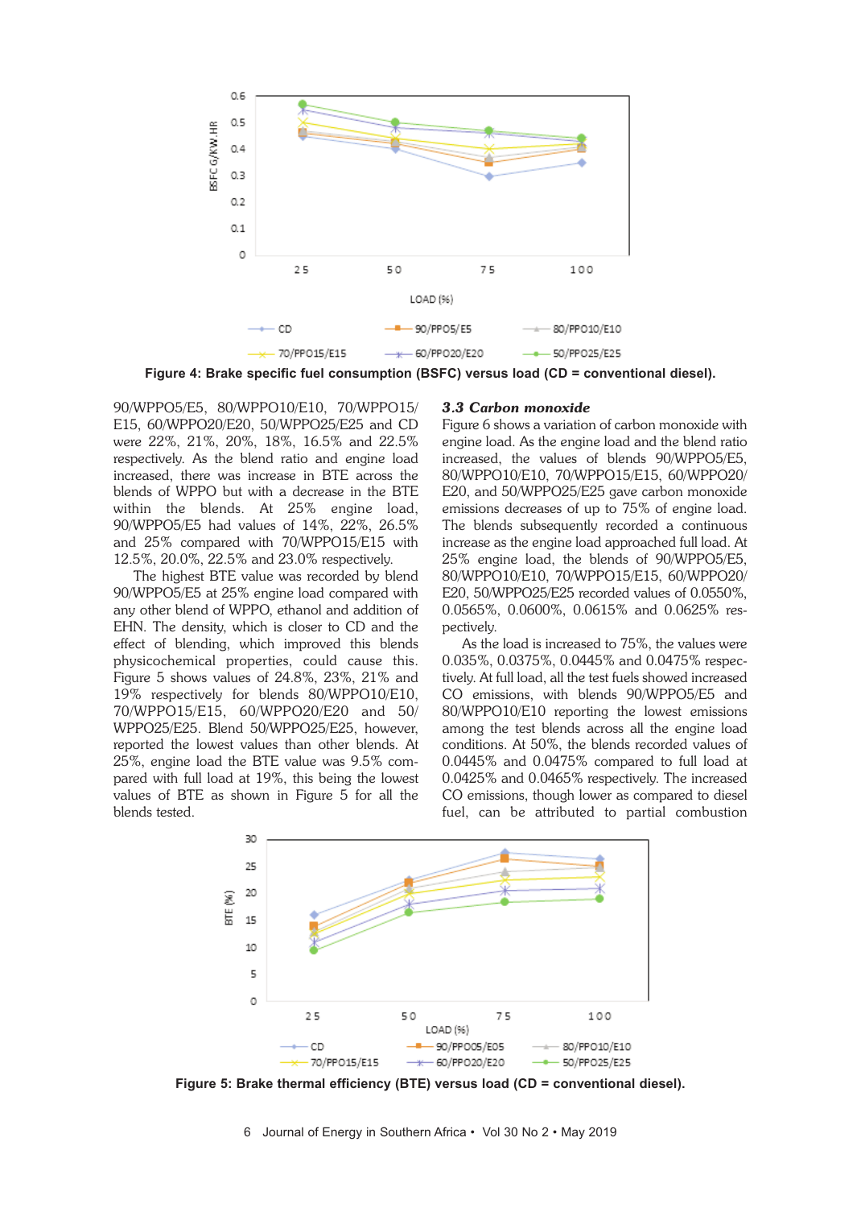Figure 4: Brake specific fuel consumption (BSFC) versus load (CD = conventional diesel).

90/WPPO5/E5, 80/WPPO10/E10, 70/WPPO15/E15, 60/WPPO20/E20, 50/WPPO25/E25 and CD were 22%, 21%, 20%, 18%, 16.5% and 22.5% respectively. As the blend ratio and engine load increased, there was increase in BTE across the blends of WPPO but with a decrease in the BTE within the blends. At 25% engine load, 90/WPPO5/E5 had values of 14%, 22%, 26.5% and 25% compared with 70/WPPO15/E15 with 12.5%, 20.0%, 22.5% and 23.0% respectively.

The highest BTE value was recorded by blend 90/WPPO5/E5 at 25% engine load compared with any other blend of WPPO, ethanol and addition of EHN. The density, which is closer to CD and the effect of blending, which improved this blends physicochemical properties, could cause this. Figure 5 shows values of 24.8%, 23%, 21% and 19% respectively for blends 80/WPPO10/E10, 70/WPPO15/E15, 60/WPPO20/E20 and 50/WPPO25/E25. Blend 50/WPPO25/E25, however, reported the lowest values than other blends. At 25%, engine load the BTE value was 9.5% compared with full load at 19%, this being the lowest values of BTE as shown in Figure 5 for all the blends tested.

### *3.3 Carbon monoxide*

Figure 6 shows a variation of carbon monoxide with engine load. As the engine load and the blend ratio increased, the values of blends 90/WPPO5/E5, 80/WPPO10/E10, 70/WPPO15/E15, 60/WPPO20/E20, and 50/WPPO25/E25 gave carbon monoxide emissions decreases of up to 75% of engine load. The blends subsequently recorded a continuous increase as the engine load approached full load. At 25% engine load, the blends of 90/WPPO5/E5, 80/WPPO10/E10, 70/WPPO15/E15, 60/WPPO20/E20, 50/WPPO25/E25 recorded values of 0.0550%, 0.0565%, 0.0600%, 0.0615% and 0.0625% respectively.

As the load is increased to 75%, the values were 0.035%, 0.0375%, 0.0445% and 0.0475% respectively. At full load, all the test fuels showed increased CO emissions, with blends 90/WPPO5/E5 and 80/WPPO10/E10 reporting the lowest emissions among the test blends across all the engine load conditions. At 50%, the blends recorded values of 0.0445% and 0.0475% compared to full load at 0.0425% and 0.0465% respectively. The increased CO emissions, though lower as compared to diesel fuel, can be attributed to partial combustion

Figure 5: Brake thermal efficiency (BTE) versus load (CD = conventional diesel).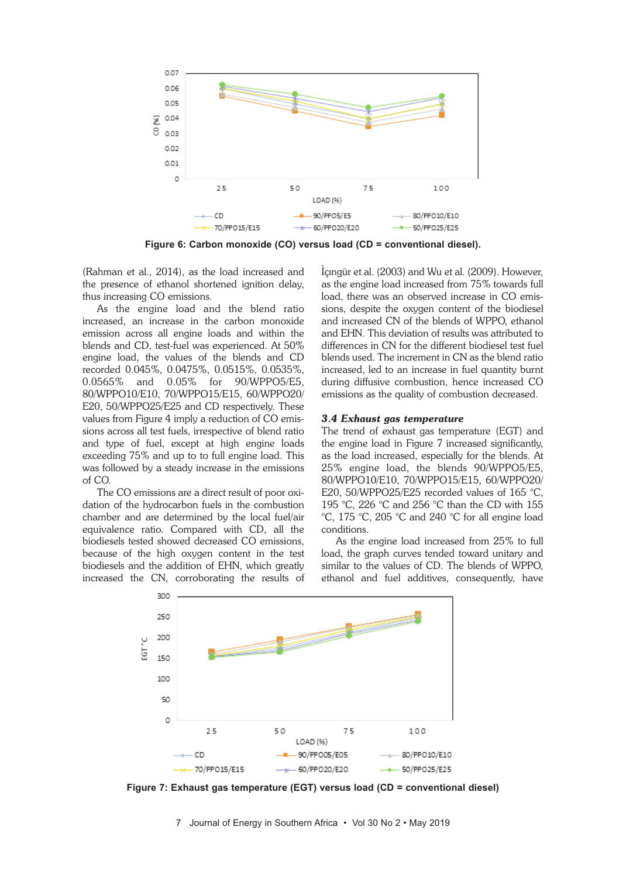Figure 6: Carbon monoxide (CO) versus load (CD = conventional diesel).

(Rahman et al., 2014), as the load increased and the presence of ethanol shortened ignition delay, thus increasing CO emissions.

As the engine load and the blend ratio increased, an increase in the carbon monoxide emission across all engine loads and within the blends and CD, test-fuel was experienced. At 50% engine load, the values of the blends and CD recorded 0.045%, 0.0475%, 0.0515%, 0.0535%, 0.0565% and 0.05% for 90/WPPO5/E5, 80/WPPO10/E10, 70/WPPO15/E15, 60/WPPO20/E20, 50/WPPO25/E25 and CD respectively. These values from Figure 4 imply a reduction of CO emissions across all test fuels, irrespective of blend ratio and type of fuel, except at high engine loads exceeding 75% and up to to full engine load. This was followed by a steady increase in the emissions of CO.

The CO emissions are a direct result of poor oxidation of the hydrocarbon fuels in the combustion chamber and are determined by the local fuel/air equivalence ratio. Compared with CD, all the biodiesels tested showed decreased CO emissions, because of the high oxygen content in the test biodiesels and the addition of EHN, which greatly increased the CN, corroborating the results of Ìçıngür et al. (2003) and Wu et al. (2009). However, as the engine load increased from 75% towards full load, there was an observed increase in CO emissions, despite the oxygen content of the biodiesel and increased CN of the blends of WPPO, ethanol and EHN. This deviation of results was attributed to differences in CN for the different biodiesel test fuel blends used. The increment in CN as the blend ratio increased, led to an increase in fuel quantity burnt during diffusive combustion, hence increased CO emissions as the quality of combustion decreased.

### *3.4 Exhaust gas temperature*

The trend of exhaust gas temperature (EGT) and the engine load in Figure 7 increased significantly, as the load increased, especially for the blends. At 25% engine load, the blends 90/WPPO5/E5, 80/WPPO10/E10, 70/WPPO15/E15, 60/WPPO20/E20, 50/WPPO25/E25 recorded values of 165 °C, 195 °C, 226 °C and 256 °C than the CD with 155 °C, 175 °C, 205 °C and 240 °C for all engine load conditions.

As the engine load increased from 25% to full load, the graph curves tended toward unitary and similar to the values of CD. The blends of WPPO, ethanol and fuel additives, consequently, have

Figure 7: Exhaust gas temperature (EGT) versus load (CD = conventional diesel)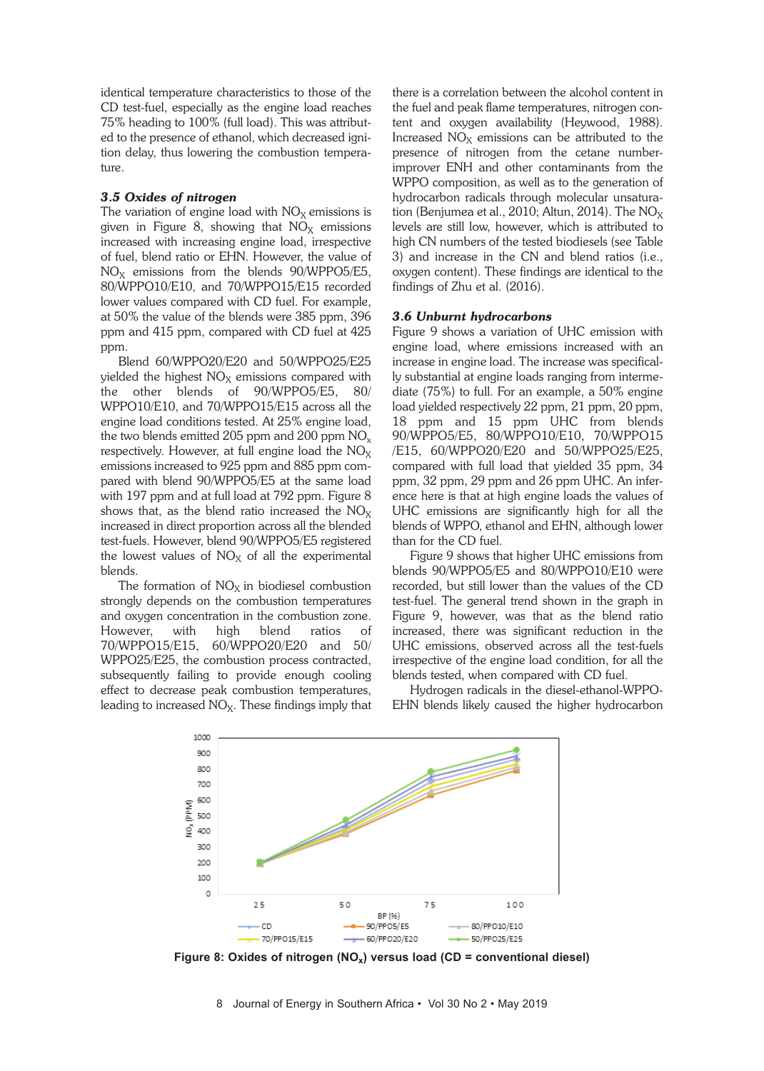identical temperature characteristics to those of the CD test-fuel, especially as the engine load reaches 75% heading to 100% (full load). This was attributed to the presence of ethanol, which decreased ignition delay, thus lowering the combustion temperature.

### *3.5 Oxides of nitrogen*

The variation of engine load with $NO_X$ emissions is given in Figure 8, showing that $NO_X$ emissions increased with increasing engine load, irrespective of fuel, blend ratio or EHN. However, the value of $NO_x$ emissions from the blends 90/WPPO5/E5, 80/WPPO10/E10, and 70/WPPO15/E15 recorded lower values compared with CD fuel. For example, at 50% the value of the blends were 385 ppm, 396 ppm and 415 ppm, compared with CD fuel at 425 ppm.

Blend 60/WPPO20/E20 and 50/WPPO25/E25 yielded the highest $NO_X$ emissions compared with the other blends of 90/WPPO5/E5, 80/WPPO10/E10, and 70/WPPO15/E15 across all the engine load conditions tested. At 25% engine load, the two blends emitted 205 ppm and 200 ppm $NO_x$ respectively. However, at full engine load the $NO_X$ emissions increased to 925 ppm and 885 ppm compared with blend 90/WPPO5/E5 at the same load with 197 ppm and at full load at 792 ppm. Figure 8 shows that, as the blend ratio increased the $NO_X$ increased in direct proportion across all the blended test-fuels. However, blend 90/WPPO5/E5 registered the lowest values of $NO_X$ of all the experimental blends.

The formation of $NO_X$ in biodiesel combustion strongly depends on the combustion temperatures and oxygen concentration in the combustion zone. However, with high blend ratios of 70/WPPO15/E15, 60/WPPO20/E20 and 50/WPPO25/E25, the combustion process contracted, subsequently failing to provide enough cooling effect to decrease peak combustion temperatures, leading to increased $NO_X$. These findings imply that there is a correlation between the alcohol content in the fuel and peak flame temperatures, nitrogen content and oxygen availability (Heywood, 1988). Increased $NO_X$ emissions can be attributed to the presence of nitrogen from the cetane number-improver ENH and other contaminants from the WPPO composition, as well as to the generation of hydrocarbon radicals through molecular unsaturation (Benjumea et al., 2010; Altun, 2014). The $NO_X$ levels are still low, however, which is attributed to high CN numbers of the tested biodiesels (see Table 3) and increase in the CN and blend ratios (i.e., oxygen content). These findings are identical to the findings of Zhu et al. (2016).

### *3.6 Unburnt hydrocarbons*

Figure 9 shows a variation of UHC emission with engine load, where emissions increased with an increase in engine load. The increase was specifically substantial at engine loads ranging from intermediate (75%) to full. For an example, a 50% engine load yielded respectively 22 ppm, 21 ppm, 20 ppm, 18 ppm and 15 ppm UHC from blends 90/WPPO5/E5, 80/WPPO10/E10, 70/WPPO15/E15, 60/WPPO20/E20 and 50/WPPO25/E25, compared with full load that yielded 35 ppm, 34 ppm, 32 ppm, 29 ppm and 26 ppm UHC. An inference here is that at high engine loads the values of UHC emissions are significantly high for all the blends of WPPO, ethanol and EHN, although lower than for the CD fuel.

Figure 9 shows that higher UHC emissions from blends 90/WPPO5/E5 and 80/WPPO10/E10 were recorded, but still lower than the values of the CD test-fuel. The general trend shown in the graph in Figure 9, however, was that as the blend ratio increased, there was significant reduction in the UHC emissions, observed across all the test-fuels irrespective of the engine load condition, for all the blends tested, when compared with CD fuel.

Hydrogen radicals in the diesel-ethanol-WPPO-EHN blends likely caused the higher hydrocarbon

**Figure 8: Oxides of nitrogen ($NO_x$) versus load (CD = conventional diesel)**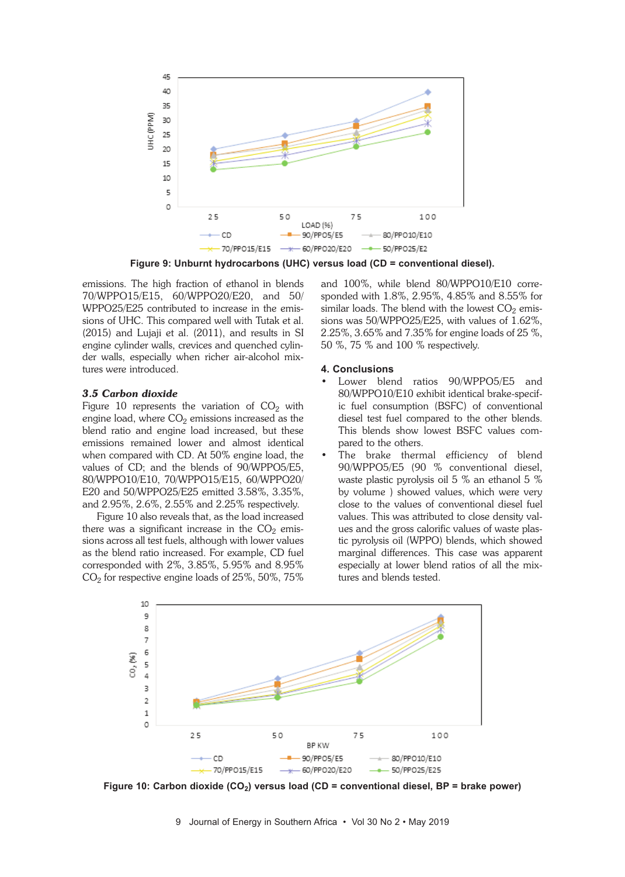**Figure 9: Unburnt hydrocarbons (UHC) versus load (CD = conventional diesel).**

emissions. The high fraction of ethanol in blends 70/WPPO15/E15, 60/WPPO20/E20, and 50/WPPO25/E25 contributed to increase in the emissions of UHC. This compared well with Tutak et al. (2015) and Lujaji et al. (2011), and results in SI engine cylinder walls, crevices and quenched cylinder walls, especially when richer air-alcohol mixtures were introduced.

### *3.5 Carbon dioxide*

Figure 10 represents the variation of $CO_2$ with engine load, where $CO_2$ emissions increased as the blend ratio and engine load increased, but these emissions remained lower and almost identical when compared with CD. At 50% engine load, the values of CD; and the blends of 90/WPPO5/E5, 80/WPPO10/E10, 70/WPPO15/E15, 60/WPPO20/E20 and 50/WPPO25/E25 emitted 3.58%, 3.35%, and 2.95%, 2.6%, 2.55% and 2.25% respectively.

Figure 10 also reveals that, as the load increased there was a significant increase in the $CO_2$ emissions across all test fuels, although with lower values as the blend ratio increased. For example, CD fuel corresponded with 2%, 3.85%, 5.95% and 8.95% $CO_2$ for respective engine loads of 25%, 50%, 75% and 100%, while blend 80/WPPO10/E10 corresponded with 1.8%, 2.95%, 4.85% and 8.55% for similar loads. The blend with the lowest $CO_2$ emissions was 50/WPPO25/E25, with values of 1.62%, 2.25%, 3.65% and 7.35% for engine loads of 25 %, 50 %, 75 % and 100 % respectively.

## 4. Conclusions

- Lower blend ratios 90/WPPO5/E5 and 80/WPPO10/E10 exhibit identical brake-specific fuel consumption (BSFC) of conventional diesel test fuel compared to the other blends. This blends show lowest BSFC values compared to the others.
- The brake thermal efficiency of blend 90/WPPO5/E5 (90 % conventional diesel, waste plastic pyrolysis oil 5 % an ethanol 5 % by volume ) showed values, which were very close to the values of conventional diesel fuel values. This was attributed to close density values and the gross calorific values of waste plastic pyrolysis oil (WPPO) blends, which showed marginal differences. This case was apparent especially at lower blend ratios of all the mixtures and blends tested.

**Figure 10: Carbon dioxide ($CO_2$) versus load (CD = conventional diesel, BP = brake power)**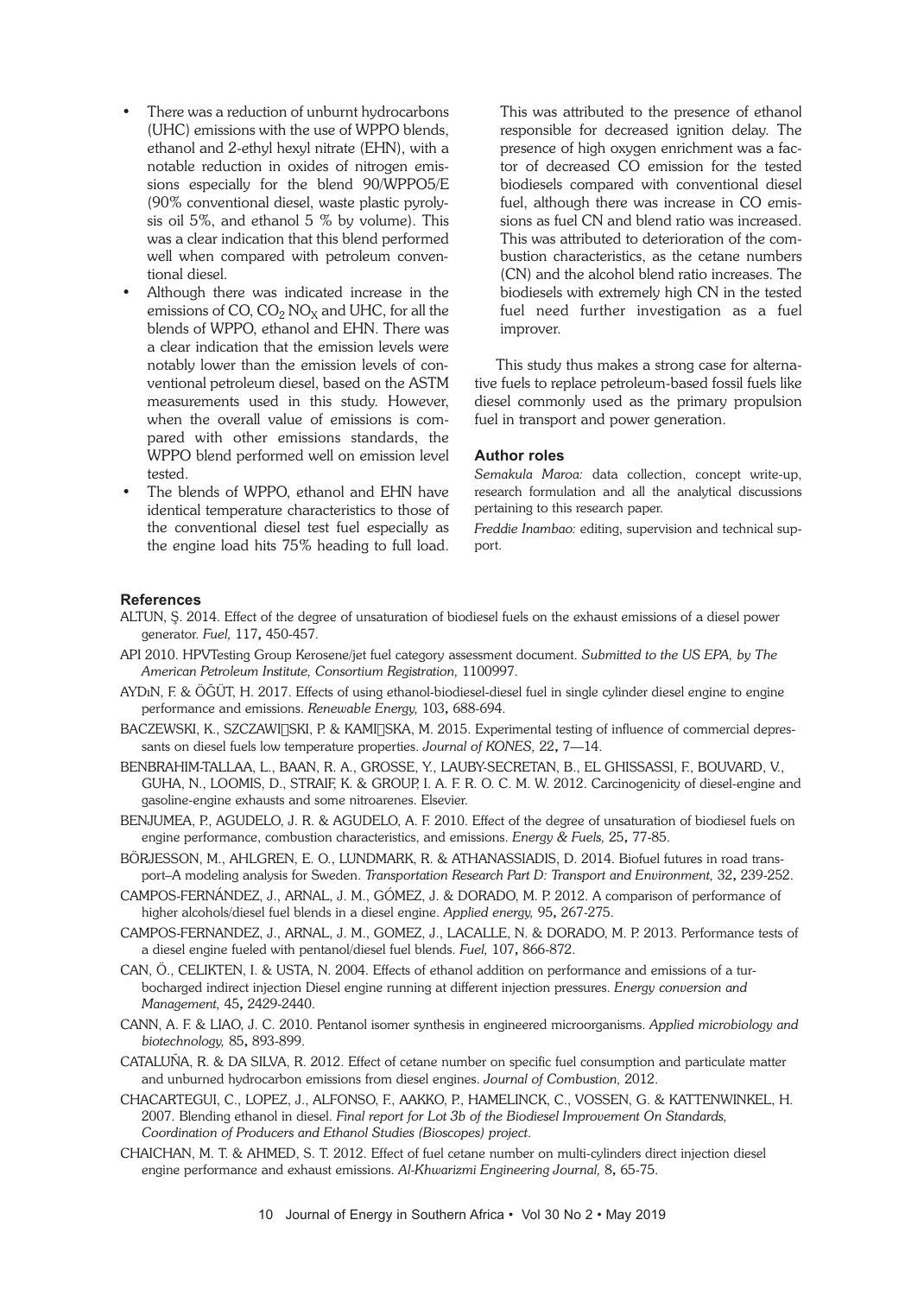- There was a reduction of unburnt hydrocarbons (UHC) emissions with the use of WPPO blends, ethanol and 2-ethyl hexyl nitrate (EHN), with a notable reduction in oxides of nitrogen emissions especially for the blend 90/WPPO5/E (90% conventional diesel, waste plastic pyrolysis oil 5%, and ethanol 5 % by volume). This was a clear indication that this blend performed well when compared with petroleum conventional diesel.
- Although there was indicated increase in the emissions of CO, $CO_2$ $NO_X$ and UHC, for all the blends of WPPO, ethanol and EHN. There was a clear indication that the emission levels were notably lower than the emission levels of conventional petroleum diesel, based on the ASTM measurements used in this study. However, when the overall value of emissions is compared with other emissions standards, the WPPO blend performed well on emission level tested.
- The blends of WPPO, ethanol and EHN have identical temperature characteristics to those of the conventional diesel test fuel especially as the engine load hits 75% heading to full load. This was attributed to the presence of ethanol responsible for decreased ignition delay. The presence of high oxygen enrichment was a factor of decreased CO emission for the tested biodiesels compared with conventional diesel fuel, although there was increase in CO emissions as fuel CN and blend ratio was increased. This was attributed to deterioration of the combustion characteristics, as the cetane numbers (CN) and the alcohol blend ratio increases. The biodiesels with extremely high CN in the tested fuel need further investigation as a fuel improver.

This study thus makes a strong case for alternative fuels to replace petroleum-based fossil fuels like diesel commonly used as the primary propulsion fuel in transport and power generation.

### Author roles

*Semakula Maroa:* data collection, concept write-up, research formulation and all the analytical discussions pertaining to this research paper.

*Freddie Inambao:* editing, supervision and technical support.

### References

ALTUN, Ş. 2014. Effect of the degree of unsaturation of biodiesel fuels on the exhaust emissions of a diesel power generator. *Fuel,* 117**,** 450-457.

API 2010. HPVTesting Group Kerosene/jet fuel category assessment document. *Submitted to the US EPA, by The American Petroleum Institute, Consortium Registration,* 1100997.

AYDıN, F. & ÖĞÜT, H. 2017. Effects of using ethanol-biodiesel-diesel fuel in single cylinder diesel engine to engine performance and emissions. *Renewable Energy,* 103**,** 688-694.

BACZEWSKI, K., SZCZAWI□SKI, P. & KAMI□SKA, M. 2015. Experimental testing of influence of commercial depressants on diesel fuels low temperature properties. *Journal of KONES,* 22**,** 7—14.

BENBRAHIM-TALLAA, L., BAAN, R. A., GROSSE, Y., LAUBY-SECRETAN, B., EL GHISSASSI, F., BOUVARD, V., GUHA, N., LOOMIS, D., STRAIF, K. & GROUP, I. A. F. R. O. C. M. W. 2012. Carcinogenicity of diesel-engine and gasoline-engine exhausts and some nitroarenes. Elsevier.

BENJUMEA, P., AGUDELO, J. R. & AGUDELO, A. F. 2010. Effect of the degree of unsaturation of biodiesel fuels on engine performance, combustion characteristics, and emissions. *Energy & Fuels,* 25**,** 77-85.

BÖRJESSON, M., AHLGREN, E. O., LUNDMARK, R. & ATHANASSIADIS, D. 2014. Biofuel futures in road transport–A modeling analysis for Sweden. *Transportation Research Part D: Transport and Environment,* 32**,** 239-252.

CAMPOS-FERNÁNDEZ, J., ARNAL, J. M., GÓMEZ, J. & DORADO, M. P. 2012. A comparison of performance of higher alcohols/diesel fuel blends in a diesel engine. *Applied energy,* 95**,** 267-275.

CAMPOS-FERNANDEZ, J., ARNAL, J. M., GOMEZ, J., LACALLE, N. & DORADO, M. P. 2013. Performance tests of a diesel engine fueled with pentanol/diesel fuel blends. *Fuel,* 107**,** 866-872.

CAN, Ö., CELIKTEN, I. & USTA, N. 2004. Effects of ethanol addition on performance and emissions of a turbocharged indirect injection Diesel engine running at different injection pressures. *Energy conversion and Management,* 45**,** 2429-2440.

CANN, A. F. & LIAO, J. C. 2010. Pentanol isomer synthesis in engineered microorganisms. *Applied microbiology and biotechnology,* 85**,** 893-899.

CATALUÑA, R. & DA SILVA, R. 2012. Effect of cetane number on specific fuel consumption and particulate matter and unburned hydrocarbon emissions from diesel engines. *Journal of Combustion,* 2012.

CHACARTEGUI, C., LOPEZ, J., ALFONSO, F., AAKKO, P., HAMELINCK, C., VOSSEN, G. & KATTENWINKEL, H. 2007. Blending ethanol in diesel. *Final report for Lot 3b of the Biodiesel Improvement On Standards, Coordination of Producers and Ethanol Studies (Bioscopes) project*.

CHAICHAN, M. T. & AHMED, S. T. 2012. Effect of fuel cetane number on multi-cylinders direct injection diesel engine performance and exhaust emissions. *Al-Khwarizmi Engineering Journal,* 8**,** 65-75.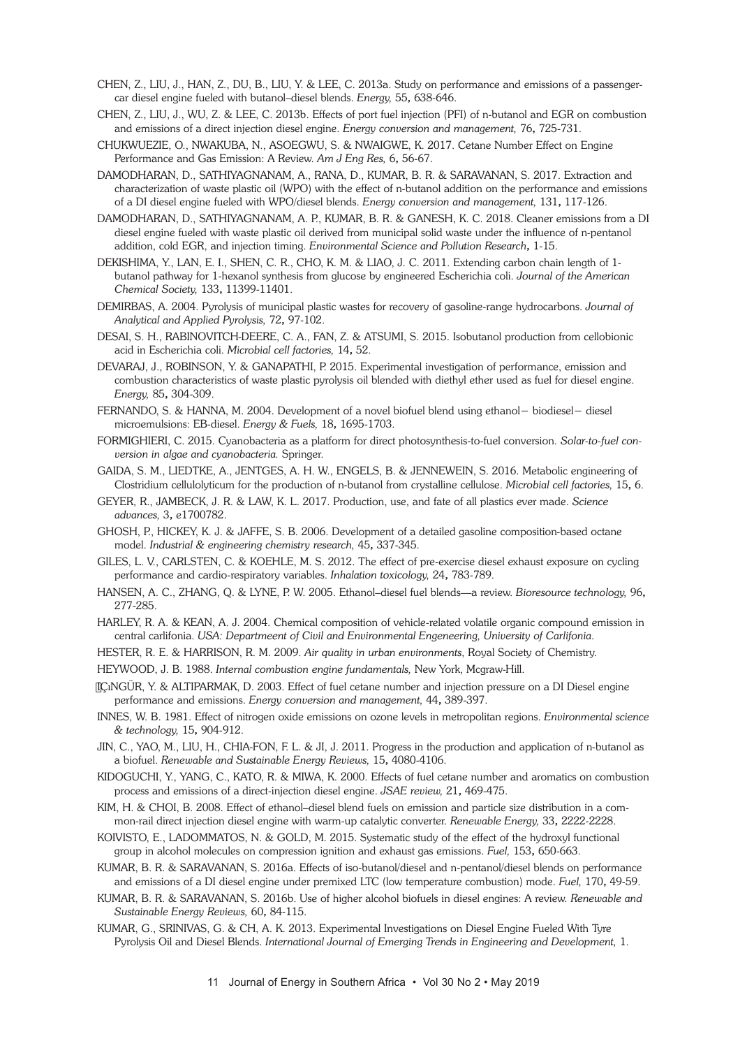CHEN, Z., LIU, J., HAN, Z., DU, B., LIU, Y. & LEE, C. 2013a. Study on performance and emissions of a passenger-car diesel engine fueled with butanol–diesel blends. *Energy,* 55**,** 638-646.

CHEN, Z., LIU, J., WU, Z. & LEE, C. 2013b. Effects of port fuel injection (PFI) of n-butanol and EGR on combustion and emissions of a direct injection diesel engine. *Energy conversion and management,* 76**,** 725-731.

CHUKWUEZIE, O., NWAKUBA, N., ASOEGWU, S. & NWAIGWE, K. 2017. Cetane Number Effect on Engine Performance and Gas Emission: A Review. *Am J Eng Res,* 6**,** 56-67.

DAMODHARAN, D., SATHIYAGNANAM, A., RANA, D., KUMAR, B. R. & SARAVANAN, S. 2017. Extraction and characterization of waste plastic oil (WPO) with the effect of n-butanol addition on the performance and emissions of a DI diesel engine fueled with WPO/diesel blends. *Energy conversion and management,* 131**,** 117-126.

DAMODHARAN, D., SATHIYAGNANAM, A. P., KUMAR, B. R. & GANESH, K. C. 2018. Cleaner emissions from a DI diesel engine fueled with waste plastic oil derived from municipal solid waste under the influence of n-pentanol addition, cold EGR, and injection timing. *Environmental Science and Pollution Research***,** 1-15.

DEKISHIMA, Y., LAN, E. I., SHEN, C. R., CHO, K. M. & LIAO, J. C. 2011. Extending carbon chain length of 1-butanol pathway for 1-hexanol synthesis from glucose by engineered Escherichia coli. *Journal of the American Chemical Society,* 133**,** 11399-11401.

DEMIRBAS, A. 2004. Pyrolysis of municipal plastic wastes for recovery of gasoline-range hydrocarbons. *Journal of Analytical and Applied Pyrolysis,* 72**,** 97-102.

DESAI, S. H., RABINOVITCH-DEERE, C. A., FAN, Z. & ATSUMI, S. 2015. Isobutanol production from cellobionic acid in Escherichia coli. *Microbial cell factories,* 14**,** 52.

DEVARAJ, J., ROBINSON, Y. & GANAPATHI, P. 2015. Experimental investigation of performance, emission and combustion characteristics of waste plastic pyrolysis oil blended with diethyl ether used as fuel for diesel engine. *Energy,* 85**,** 304-309.

FERNANDO, S. & HANNA, M. 2004. Development of a novel biofuel blend using ethanol− biodiesel− diesel microemulsions: EB-diesel. *Energy & Fuels,* 18**,** 1695-1703.

FORMIGHIERI, C. 2015. Cyanobacteria as a platform for direct photosynthesis-to-fuel conversion. *Solar-to-fuel conversion in algae and cyanobacteria.* Springer.

GAIDA, S. M., LIEDTKE, A., JENTGES, A. H. W., ENGELS, B. & JENNEWEIN, S. 2016. Metabolic engineering of Clostridium cellulolyticum for the production of n-butanol from crystalline cellulose. *Microbial cell factories,* 15**,** 6.

GEYER, R., JAMBECK, J. R. & LAW, K. L. 2017. Production, use, and fate of all plastics ever made. *Science advances,* 3**,** e1700782.

GHOSH, P., HICKEY, K. J. & JAFFE, S. B. 2006. Development of a detailed gasoline composition-based octane model. *Industrial & engineering chemistry research,* 45**,** 337-345.

GILES, L. V., CARLSTEN, C. & KOEHLE, M. S. 2012. The effect of pre-exercise diesel exhaust exposure on cycling performance and cardio-respiratory variables. *Inhalation toxicology,* 24**,** 783-789.

HANSEN, A. C., ZHANG, Q. & LYNE, P. W. 2005. Ethanol–diesel fuel blends––a review. *Bioresource technology,* 96**,** 277-285.

HARLEY, R. A. & KEAN, A. J. 2004. Chemical composition of vehicle-related volatile organic compound emission in central carlifonia. *USA: Departmeent of Civil and Environmental Engeneering, University of Carlifonia.*

HESTER, R. E. & HARRISON, R. M. 2009. *Air quality in urban environments*, Royal Society of Chemistry.

HEYWOOD, J. B. 1988. *Internal combustion engine fundamentals,* New York, Mcgraw-Hill.

İÇıNGÜR, Y. & ALTIPARMAK, D. 2003. Effect of fuel cetane number and injection pressure on a DI Diesel engine performance and emissions. *Energy conversion and management,* 44**,** 389-397.

INNES, W. B. 1981. Effect of nitrogen oxide emissions on ozone levels in metropolitan regions. *Environmental science & technology,* 15**,** 904-912.

JIN, C., YAO, M., LIU, H., CHIA-FON, F. L. & JI, J. 2011. Progress in the production and application of n-butanol as a biofuel. *Renewable and Sustainable Energy Reviews,* 15**,** 4080-4106.

KIDOGUCHI, Y., YANG, C., KATO, R. & MIWA, K. 2000. Effects of fuel cetane number and aromatics on combustion process and emissions of a direct-injection diesel engine. *JSAE review,* 21**,** 469-475.

KIM, H. & CHOI, B. 2008. Effect of ethanol–diesel blend fuels on emission and particle size distribution in a common-rail direct injection diesel engine with warm-up catalytic converter. *Renewable Energy,* 33**,** 2222-2228.

KOIVISTO, E., LADOMMATOS, N. & GOLD, M. 2015. Systematic study of the effect of the hydroxyl functional group in alcohol molecules on compression ignition and exhaust gas emissions. *Fuel,* 153**,** 650-663.

KUMAR, B. R. & SARAVANAN, S. 2016a. Effects of iso-butanol/diesel and n-pentanol/diesel blends on performance and emissions of a DI diesel engine under premixed LTC (low temperature combustion) mode. *Fuel,* 170**,** 49-59.

KUMAR, B. R. & SARAVANAN, S. 2016b. Use of higher alcohol biofuels in diesel engines: A review. *Renewable and Sustainable Energy Reviews,* 60**,** 84-115.

KUMAR, G., SRINIVAS, G. & CH, A. K. 2013. Experimental Investigations on Diesel Engine Fueled With Tyre Pyrolysis Oil and Diesel Blends. *International Journal of Emerging Trends in Engineering and Development,* 1.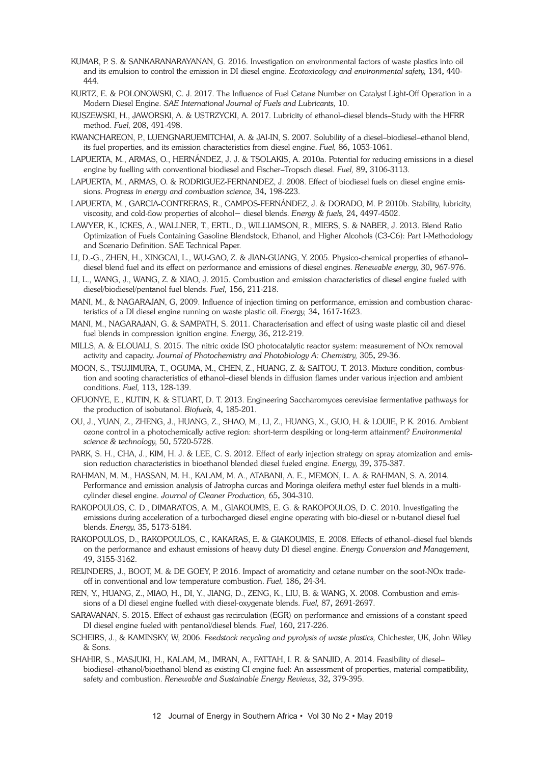KUMAR, P. S. & SANKARANARAYANAN, G. 2016. Investigation on environmental factors of waste plastics into oil and its emulsion to control the emission in DI diesel engine. *Ecotoxicology and environmental safety,* 134**,** 440-444.

KURTZ, E. & POLONOWSKI, C. J. 2017. The Influence of Fuel Cetane Number on Catalyst Light-Off Operation in a Modern Diesel Engine. *SAE International Journal of Fuels and Lubricants,* 10.

KUSZEWSKI, H., JAWORSKI, A. & USTRZYCKI, A. 2017. Lubricity of ethanol–diesel blends–Study with the HFRR method. *Fuel,* 208**,** 491-498.

KWANCHAREON, P., LUENGNARUEMITCHAI, A. & JAI-IN, S. 2007. Solubility of a diesel–biodiesel–ethanol blend, its fuel properties, and its emission characteristics from diesel engine. *Fuel,* 86**,** 1053-1061.

LAPUERTA, M., ARMAS, O., HERNÁNDEZ, J. J. & TSOLAKIS, A. 2010a. Potential for reducing emissions in a diesel engine by fuelling with conventional biodiesel and Fischer–Tropsch diesel. *Fuel,* 89**,** 3106-3113.

LAPUERTA, M., ARMAS, O. & RODRIGUEZ-FERNANDEZ, J. 2008. Effect of biodiesel fuels on diesel engine emissions. *Progress in energy and combustion science,* 34**,** 198-223.

LAPUERTA, M., GARCIA-CONTRERAS, R., CAMPOS-FERNÁNDEZ, J. & DORADO, M. P. 2010b. Stability, lubricity, viscosity, and cold-flow properties of alcohol− diesel blends. *Energy & fuels,* 24**,** 4497-4502.

LAWYER, K., ICKES, A., WALLNER, T., ERTL, D., WILLIAMSON, R., MIERS, S. & NABER, J. 2013. Blend Ratio Optimization of Fuels Containing Gasoline Blendstock, Ethanol, and Higher Alcohols (C3-C6): Part I-Methodology and Scenario Definition. SAE Technical Paper.

LI, D.-G., ZHEN, H., XINGCAI, L., WU-GAO, Z. & JIAN-GUANG, Y. 2005. Physico-chemical properties of ethanol–diesel blend fuel and its effect on performance and emissions of diesel engines. *Renewable energy,* 30**,** 967-976.

LI, L., WANG, J., WANG, Z. & XIAO, J. 2015. Combustion and emission characteristics of diesel engine fueled with diesel/biodiesel/pentanol fuel blends. *Fuel,* 156**,** 211-218.

MANI, M., & NAGARAJAN, G, 2009. Influence of injection timing on performance, emission and combustion characteristics of a DI diesel engine running on waste plastic oil. *Energy,* 34**,** 1617-1623.

MANI, M., NAGARAJAN, G. & SAMPATH, S. 2011. Characterisation and effect of using waste plastic oil and diesel fuel blends in compression ignition engine. *Energy,* 36**,** 212-219.

MILLS, A. & ELOUALI, S. 2015. The nitric oxide ISO photocatalytic reactor system: measurement of NOx removal activity and capacity. *Journal of Photochemistry and Photobiology A: Chemistry,* 305**,** 29-36.

MOON, S., TSUJIMURA, T., OGUMA, M., CHEN, Z., HUANG, Z. & SAITOU, T. 2013. Mixture condition, combustion and sooting characteristics of ethanol–diesel blends in diffusion flames under various injection and ambient conditions. *Fuel,* 113**,** 128-139.

OFUONYE, E., KUTIN, K. & STUART, D. T. 2013. Engineering Saccharomyces cerevisiae fermentative pathways for the production of isobutanol. *Biofuels,* 4**,** 185-201.

OU, J., YUAN, Z., ZHENG, J., HUANG, Z., SHAO, M., LI, Z., HUANG, X., GUO, H. & LOUIE, P. K. 2016. Ambient ozone control in a photochemically active region: short-term despiking or long-term attainment? *Environmental science & technology,* 50**,** 5720-5728.

PARK, S. H., CHA, J., KIM, H. J. & LEE, C. S. 2012. Effect of early injection strategy on spray atomization and emission reduction characteristics in bioethanol blended diesel fueled engine. *Energy,* 39**,** 375-387.

RAHMAN, M. M., HASSAN, M. H., KALAM, M. A., ATABANI, A. E., MEMON, L. A. & RAHMAN, S. A. 2014. Performance and emission analysis of Jatropha curcas and Moringa oleifera methyl ester fuel blends in a multi-cylinder diesel engine. *Journal of Cleaner Production,* 65**,** 304-310.

RAKOPOULOS, C. D., DIMARATOS, A. M., GIAKOUMIS, E. G. & RAKOPOULOS, D. C. 2010. Investigating the emissions during acceleration of a turbocharged diesel engine operating with bio-diesel or n-butanol diesel fuel blends. *Energy,* 35**,** 5173-5184.

RAKOPOULOS, D., RAKOPOULOS, C., KAKARAS, E. & GIAKOUMIS, E. 2008. Effects of ethanol–diesel fuel blends on the performance and exhaust emissions of heavy duty DI diesel engine. *Energy Conversion and Management,* 49**,** 3155-3162.

REIJNDERS, J., BOOT, M. & DE GOEY, P. 2016. Impact of aromaticity and cetane number on the soot-NOx trade-off in conventional and low temperature combustion. *Fuel,* 186**,** 24-34.

REN, Y., HUANG, Z., MIAO, H., DI, Y., JIANG, D., ZENG, K., LIU, B. & WANG, X. 2008. Combustion and emissions of a DI diesel engine fuelled with diesel-oxygenate blends. *Fuel,* 87**,** 2691-2697.

SARAVANAN, S. 2015. Effect of exhaust gas recirculation (EGR) on performance and emissions of a constant speed DI diesel engine fueled with pentanol/diesel blends. *Fuel,* 160**,** 217-226.

SCHEIRS, J., & KAMINSKY, W, 2006. *Feedstock recycling and pyrolysis of waste plastics,* Chichester, UK, John Wiley & Sons.

SHAHIR, S., MASJUKI, H., KALAM, M., IMRAN, A., FATTAH, I. R. & SANJID, A. 2014. Feasibility of diesel–biodiesel–ethanol/bioethanol blend as existing CI engine fuel: An assessment of properties, material compatibility, safety and combustion. *Renewable and Sustainable Energy Reviews,* 32**,** 379-395.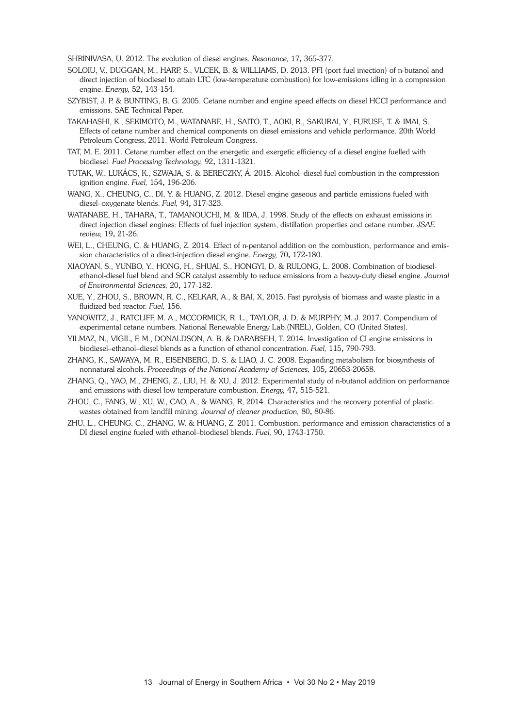SHRINIVASA, U. 2012. The evolution of diesel engines. *Resonance,* 17**,** 365-377.

SOLOIU, V., DUGGAN, M., HARP, S., VLCEK, B. & WILLIAMS, D. 2013. PFI (port fuel injection) of n-butanol and direct injection of biodiesel to attain LTC (low-temperature combustion) for low-emissions idling in a compression engine. *Energy,* 52**,** 143-154.

SZYBIST, J. P. & BUNTING, B. G. 2005. Cetane number and engine speed effects on diesel HCCI performance and emissions. SAE Technical Paper.

TAKAHASHI, K., SEKIMOTO, M., WATANABE, H., SAITO, T., AOKI, R., SAKURAI, Y., FURUSE, T. & IMAI, S. Effects of cetane number and chemical components on diesel emissions and vehicle performance. 20th World Petroleum Congress, 2011. World Petroleum Congress.

TAT, M. E. 2011. Cetane number effect on the energetic and exergetic efficiency of a diesel engine fuelled with biodiesel. *Fuel Processing Technology,* 92**,** 1311-1321.

TUTAK, W., LUKÁCS, K., SZWAJA, S. & BERECZKY, Á. 2015. Alcohol–diesel fuel combustion in the compression ignition engine. *Fuel,* 154**,** 196-206.

WANG, X., CHEUNG, C., DI, Y. & HUANG, Z. 2012. Diesel engine gaseous and particle emissions fueled with diesel–oxygenate blends. *Fuel,* 94**,** 317-323.

WATANABE, H., TAHARA, T., TAMANOUCHI, M. & IIDA, J. 1998. Study of the effects on exhaust emissions in direct injection diesel engines: Effects of fuel injection system, distillation properties and cetane number. *JSAE review,* 19**,** 21-26.

WEI, L., CHEUNG, C. & HUANG, Z. 2014. Effect of n-pentanol addition on the combustion, performance and emission characteristics of a direct-injection diesel engine. *Energy,* 70**,** 172-180.

XIAOYAN, S., YUNBO, Y., HONG, H., SHUAI, S., HONGYI, D. & RULONG, L. 2008. Combination of biodiesel-ethanol-diesel fuel blend and SCR catalyst assembly to reduce emissions from a heavy-duty diesel engine. *Journal of Environmental Sciences,* 20**,** 177-182.

XUE, Y., ZHOU, S., BROWN, R. C., KELKAR, A., & BAI, X, 2015. Fast pyrolysis of biomass and waste plastic in a fluidized bed reactor. *Fuel,* 156.

YANOWITZ, J., RATCLIFF, M. A., MCCORMICK, R. L., TAYLOR, J. D. & MURPHY, M. J. 2017. Compendium of experimental cetane numbers. National Renewable Energy Lab.(NREL), Golden, CO (United States).

YILMAZ, N., VIGIL, F. M., DONALDSON, A. B. & DARABSEH, T. 2014. Investigation of CI engine emissions in biodiesel–ethanol–diesel blends as a function of ethanol concentration. *Fuel,* 115**,** 790-793.

ZHANG, K., SAWAYA, M. R., EISENBERG, D. S. & LIAO, J. C. 2008. Expanding metabolism for biosynthesis of nonnatural alcohols. *Proceedings of the National Academy of Sciences,* 105**,** 20653-20658.

ZHANG, Q., YAO, M., ZHENG, Z., LIU, H. & XU, J. 2012. Experimental study of n-butanol addition on performance and emissions with diesel low temperature combustion. *Energy,* 47**,** 515-521.

ZHOU, C., FANG, W., XU, W., CAO, A., & WANG, R, 2014. Characteristics and the recovery potential of plastic wastes obtained from landfill mining. *Journal of cleaner production,* 80**,** 80-86.

ZHU, L., CHEUNG, C., ZHANG, W. & HUANG, Z. 2011. Combustion, performance and emission characteristics of a DI diesel engine fueled with ethanol–biodiesel blends. *Fuel,* 90**,** 1743-1750.